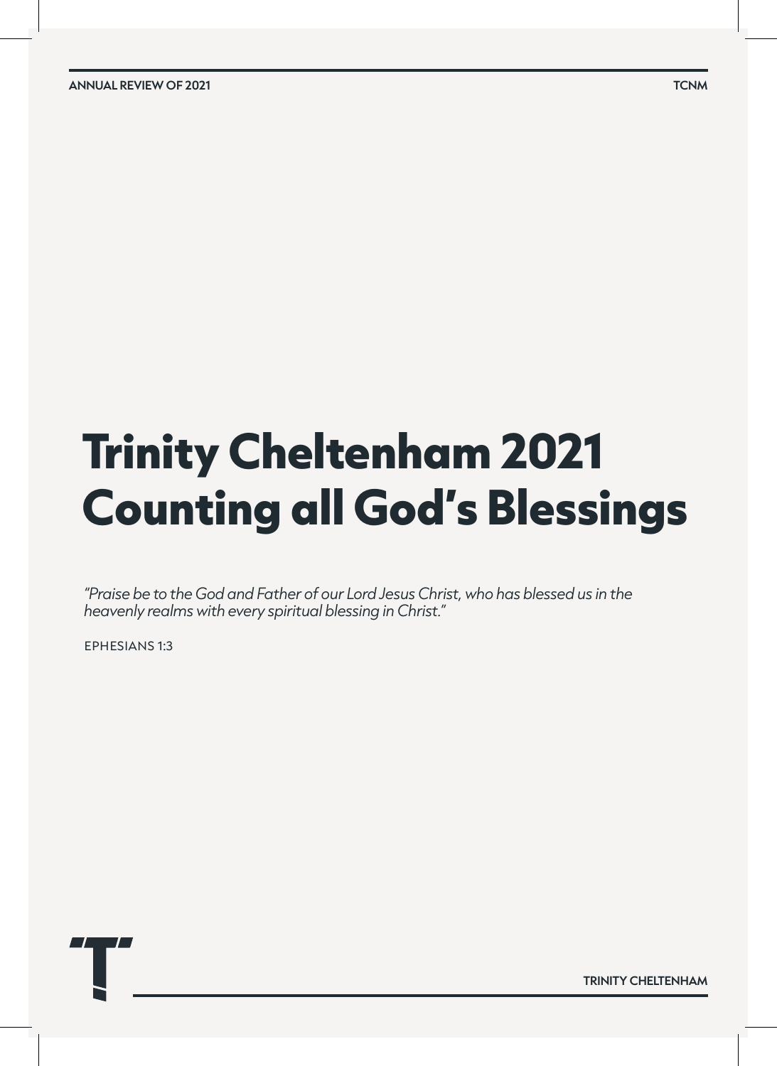# Trinity Cheltenham 2021 Counting all God's Blessings

*"Praise be to the God and Father of our Lord Jesus Christ, who has blessed us in the heavenly realms with every spiritual blessing in Christ."*

EPHESIANS 1:3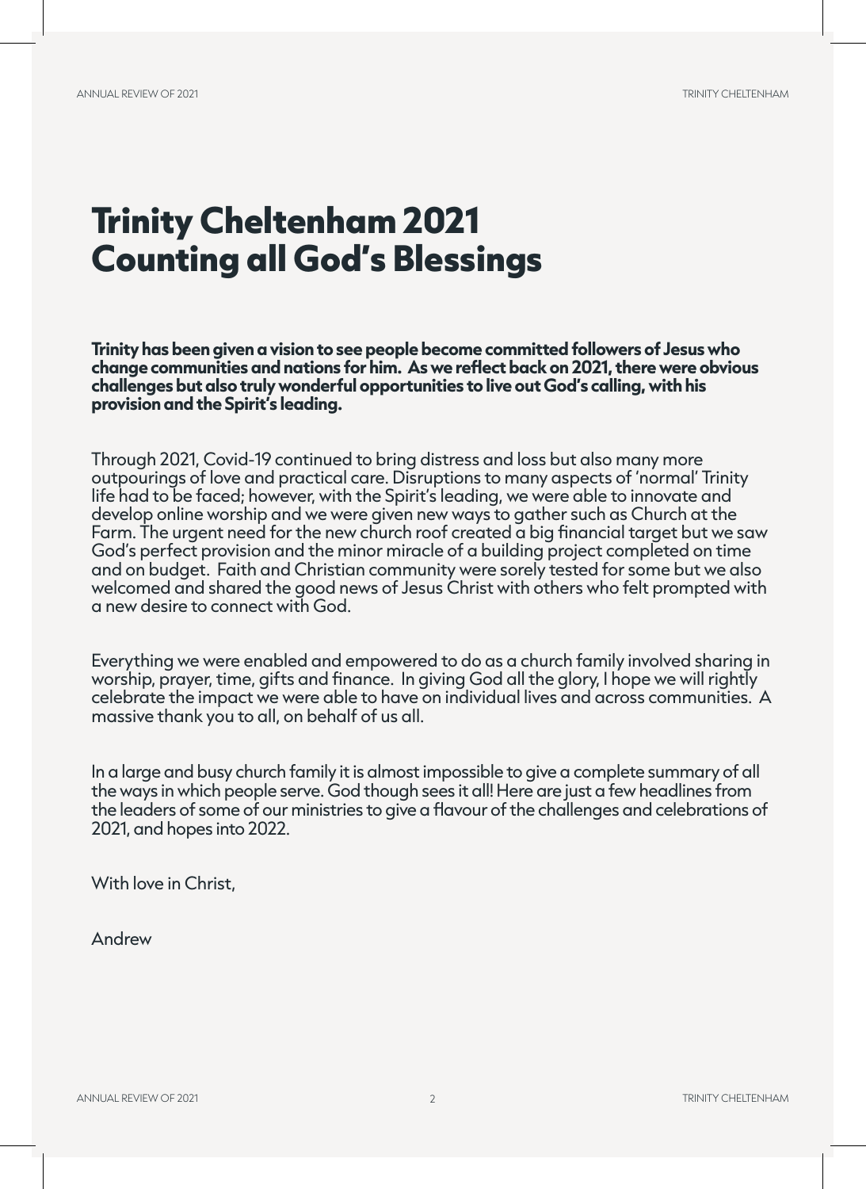# Trinity Cheltenham 2021
# Counting all God's Blessings

**Trinity has been given a vision to see people become committed followers of Jesus who change communities and nations for him. As we reflect back on 2021, there were obvious challenges but also truly wonderful opportunities to live out God's calling, with his provision and the Spirit's leading.**

Through 2021, Covid-19 continued to bring distress and loss but also many more outpourings of love and practical care. Disruptions to many aspects of 'normal' Trinity life had to be faced; however, with the Spirit's leading, we were able to innovate and develop online worship and we were given new ways to gather such as Church at the Farm. The urgent need for the new church roof created a big financial target but we saw God's perfect provision and the minor miracle of a building project completed on time and on budget. Faith and Christian community were sorely tested for some but we also welcomed and shared the good news of Jesus Christ with others who felt prompted with a new desire to connect with God.

Everything we were enabled and empowered to do as a church family involved sharing in worship, prayer, time, gifts and finance. In giving God all the glory, I hope we will rightly celebrate the impact we were able to have on individual lives and across communities. A massive thank you to all, on behalf of us all.

In a large and busy church family it is almost impossible to give a complete summary of all the ways in which people serve. God though sees it all! Here are just a few headlines from the leaders of some of our ministries to give a flavour of the challenges and celebrations of 2021, and hopes into 2022.

With love in Christ,

Andrew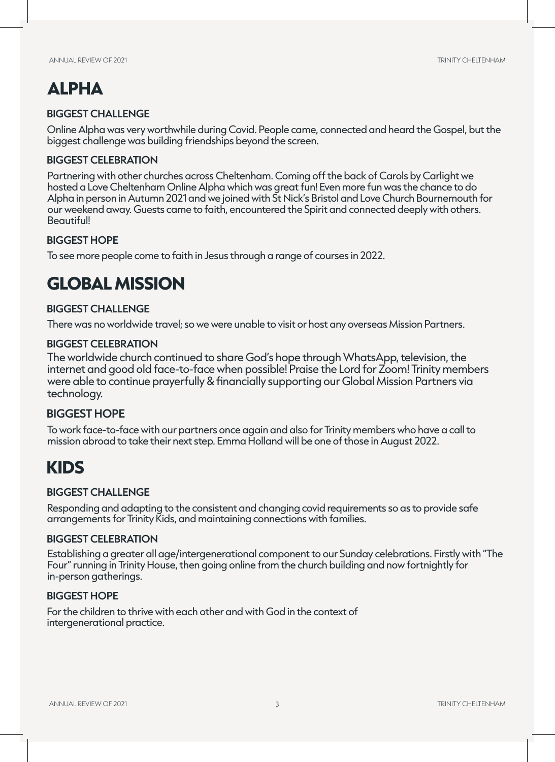# ALPHA

### BIGGEST CHALLENGE

Online Alpha was very worthwhile during Covid. People came, connected and heard the Gospel, but the biggest challenge was building friendships beyond the screen.

### BIGGEST CELEBRATION

Partnering with other churches across Cheltenham. Coming off the back of Carols by Carlight we hosted a Love Cheltenham Online Alpha which was great fun! Even more fun was the chance to do Alpha in person in Autumn 2021 and we joined with St Nick's Bristol and Love Church Bournemouth for our weekend away. Guests came to faith, encountered the Spirit and connected deeply with others. Beautiful!

### BIGGEST HOPE

To see more people come to faith in Jesus through a range of courses in 2022.

# GLOBAL MISSION

### BIGGEST CHALLENGE

There was no worldwide travel; so we were unable to visit or host any overseas Mission Partners.

### BIGGEST CELEBRATION

The worldwide church continued to share God's hope through WhatsApp, television, the internet and good old face-to-face when possible! Praise the Lord for Zoom! Trinity members were able to continue prayerfully & financially supporting our Global Mission Partners via technology.

### BIGGEST HOPE

To work face-to-face with our partners once again and also for Trinity members who have a call to mission abroad to take their next step. Emma Holland will be one of those in August 2022.

# KIDS

### BIGGEST CHALLENGE

Responding and adapting to the consistent and changing covid requirements so as to provide safe arrangements for Trinity Kids, and maintaining connections with families.

### BIGGEST CELEBRATION

Establishing a greater all age/intergenerational component to our Sunday celebrations. Firstly with "The Four" running in Trinity House, then going online from the church building and now fortnightly for in-person gatherings.

### BIGGEST HOPE

For the children to thrive with each other and with God in the context of intergenerational practice.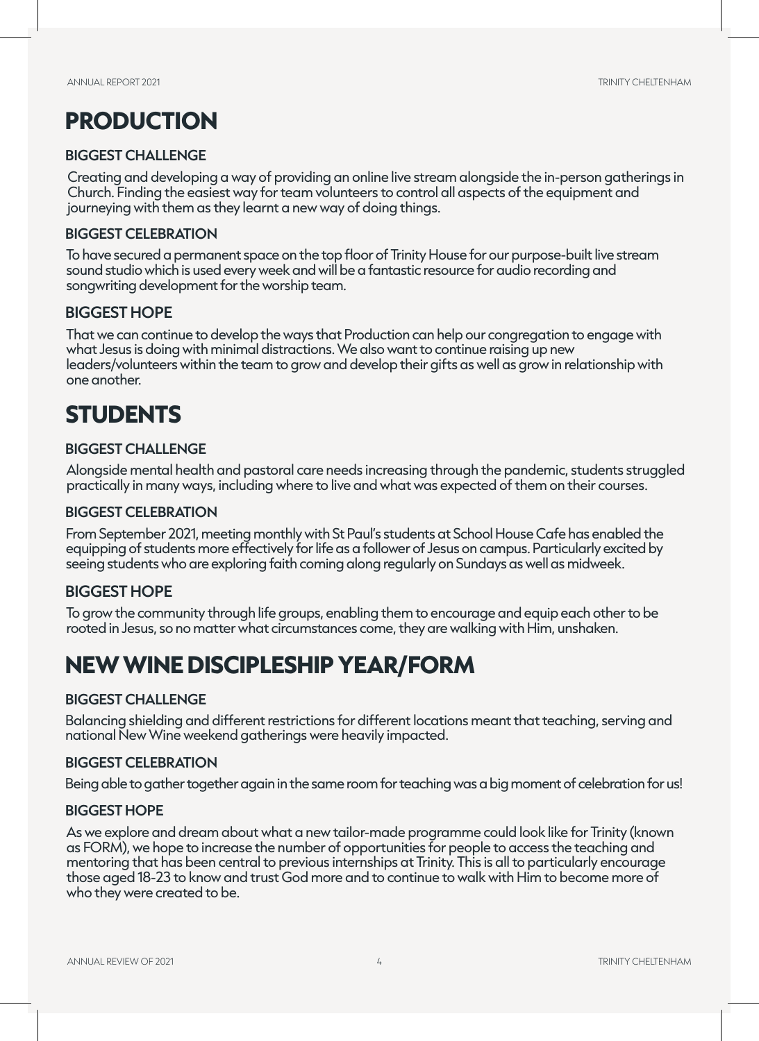## PRODUCTION

### BIGGEST CHALLENGE

Creating and developing a way of providing an online live stream alongside the in-person gatherings in Church. Finding the easiest way for team volunteers to control all aspects of the equipment and journeying with them as they learnt a new way of doing things.

### BIGGEST CELEBRATION

To have secured a permanent space on the top floor of Trinity House for our purpose-built live stream sound studio which is used every week and will be a fantastic resource for audio recording and songwriting development for the worship team.

### BIGGEST HOPE

That we can continue to develop the ways that Production can help our congregation to engage with what Jesus is doing with minimal distractions. We also want to continue raising up new leaders/volunteers within the team to grow and develop their gifts as well as grow in relationship with one another.

## STUDENTS

### BIGGEST CHALLENGE

Alongside mental health and pastoral care needs increasing through the pandemic, students struggled practically in many ways, including where to live and what was expected of them on their courses.

### BIGGEST CELEBRATION

From September 2021, meeting monthly with St Paul's students at School House Cafe has enabled the equipping of students more effectively for life as a follower of Jesus on campus. Particularly excited by seeing students who are exploring faith coming along regularly on Sundays as well as midweek.

### BIGGEST HOPE

To grow the community through life groups, enabling them to encourage and equip each other to be rooted in Jesus, so no matter what circumstances come, they are walking with Him, unshaken.

## NEW WINE DISCIPLESHIP YEAR/FORM

### BIGGEST CHALLENGE

Balancing shielding and different restrictions for different locations meant that teaching, serving and national New Wine weekend gatherings were heavily impacted.

### BIGGEST CELEBRATION

Being able to gather together again in the same room for teaching was a big moment of celebration for us!

### BIGGEST HOPE

As we explore and dream about what a new tailor-made programme could look like for Trinity (known as FORM), we hope to increase the number of opportunities for people to access the teaching and mentoring that has been central to previous internships at Trinity. This is all to particularly encourage those aged 18-23 to know and trust God more and to continue to walk with Him to become more of who they were created to be.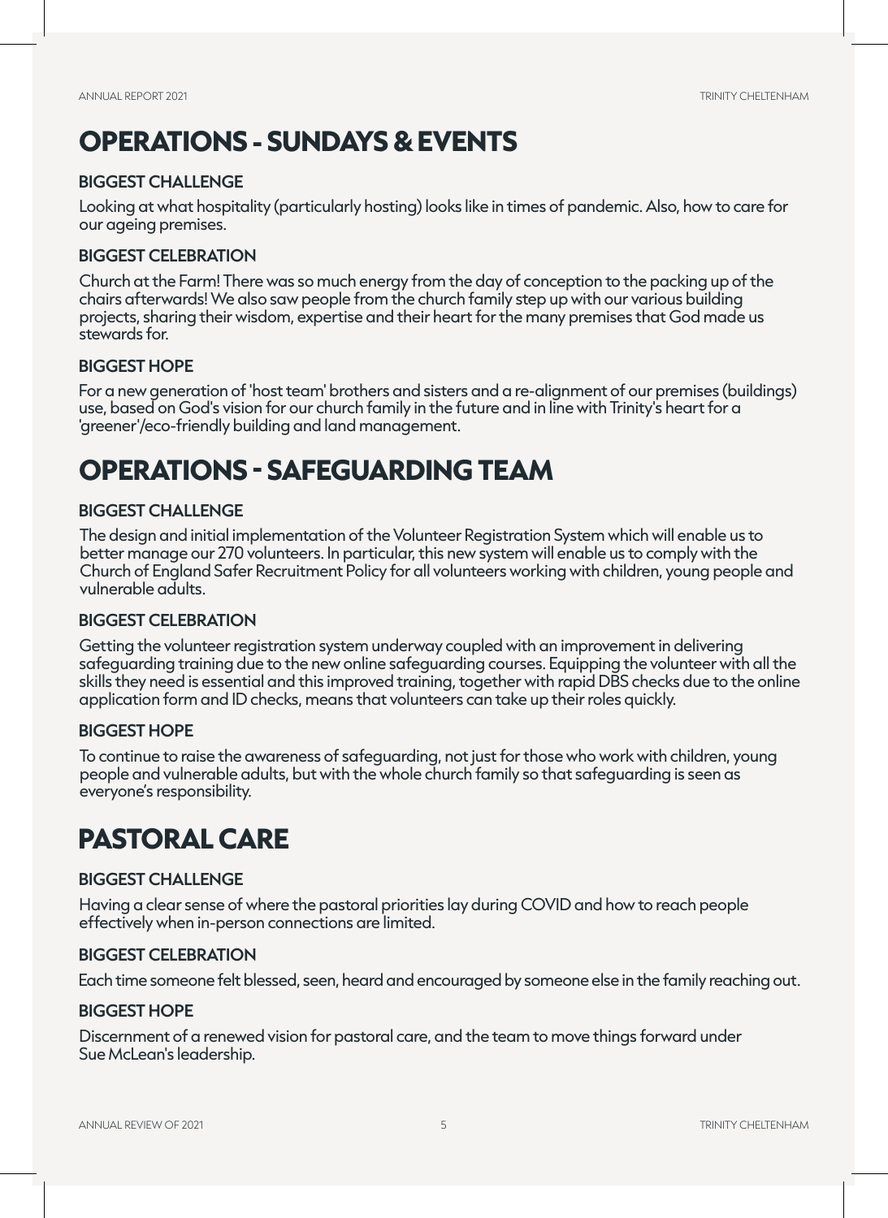# OPERATIONS - SUNDAYS & EVENTS

### BIGGEST CHALLENGE

Looking at what hospitality (particularly hosting) looks like in times of pandemic. Also, how to care for our ageing premises.

### BIGGEST CELEBRATION

Church at the Farm! There was so much energy from the day of conception to the packing up of the chairs afterwards! We also saw people from the church family step up with our various building projects, sharing their wisdom, expertise and their heart for the many premises that God made us stewards for.

### BIGGEST HOPE

For a new generation of 'host team' brothers and sisters and a re-alignment of our premises (buildings) use, based on God's vision for our church family in the future and in line with Trinity's heart for a 'greener'/eco-friendly building and land management.

# OPERATIONS - SAFEGUARDING TEAM

### BIGGEST CHALLENGE

The design and initial implementation of the Volunteer Registration System which will enable us to better manage our 270 volunteers. In particular, this new system will enable us to comply with the Church of England Safer Recruitment Policy for all volunteers working with children, young people and vulnerable adults.

### BIGGEST CELEBRATION

Getting the volunteer registration system underway coupled with an improvement in delivering safeguarding training due to the new online safeguarding courses. Equipping the volunteer with all the skills they need is essential and this improved training, together with rapid DBS checks due to the online application form and ID checks, means that volunteers can take up their roles quickly.

### BIGGEST HOPE

To continue to raise the awareness of safeguarding, not just for those who work with children, young people and vulnerable adults, but with the whole church family so that safeguarding is seen as everyone's responsibility.

# PASTORAL CARE

### BIGGEST CHALLENGE

Having a clear sense of where the pastoral priorities lay during COVID and how to reach people effectively when in-person connections are limited.

### BIGGEST CELEBRATION

Each time someone felt blessed, seen, heard and encouraged by someone else in the family reaching out.

### BIGGEST HOPE

Discernment of a renewed vision for pastoral care, and the team to move things forward under Sue McLean's leadership.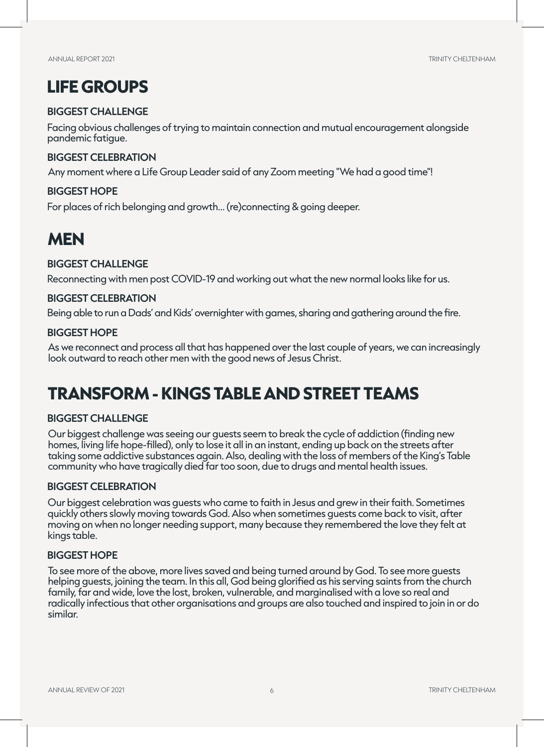# LIFE GROUPS

### BIGGEST CHALLENGE

Facing obvious challenges of trying to maintain connection and mutual encouragement alongside pandemic fatigue.

### BIGGEST CELEBRATION

Any moment where a Life Group Leader said of any Zoom meeting "We had a good time"!

### BIGGEST HOPE

For places of rich belonging and growth… (re)connecting & going deeper.

# MEN

### BIGGEST CHALLENGE

Reconnecting with men post COVID-19 and working out what the new normal looks like for us.

### BIGGEST CELEBRATION

Being able to run a Dads' and Kids' overnighter with games, sharing and gathering around the fire.

### BIGGEST HOPE

As we reconnect and process all that has happened over the last couple of years, we can increasingly look outward to reach other men with the good news of Jesus Christ.

# TRANSFORM - KINGS TABLE AND STREET TEAMS

### BIGGEST CHALLENGE

Our biggest challenge was seeing our guests seem to break the cycle of addiction (finding new homes, living life hope-filled), only to lose it all in an instant, ending up back on the streets after taking some addictive substances again. Also, dealing with the loss of members of the King's Table community who have tragically died far too soon, due to drugs and mental health issues.

### BIGGEST CELEBRATION

Our biggest celebration was guests who came to faith in Jesus and grew in their faith. Sometimes quickly others slowly moving towards God. Also when sometimes guests come back to visit, after moving on when no longer needing support, many because they remembered the love they felt at kings table.

### BIGGEST HOPE

To see more of the above, more lives saved and being turned around by God. To see more guests helping guests, joining the team. In this all, God being glorified as his serving saints from the church family, far and wide, love the lost, broken, vulnerable, and marginalised with a love so real and radically infectious that other organisations and groups are also touched and inspired to join in or do similar.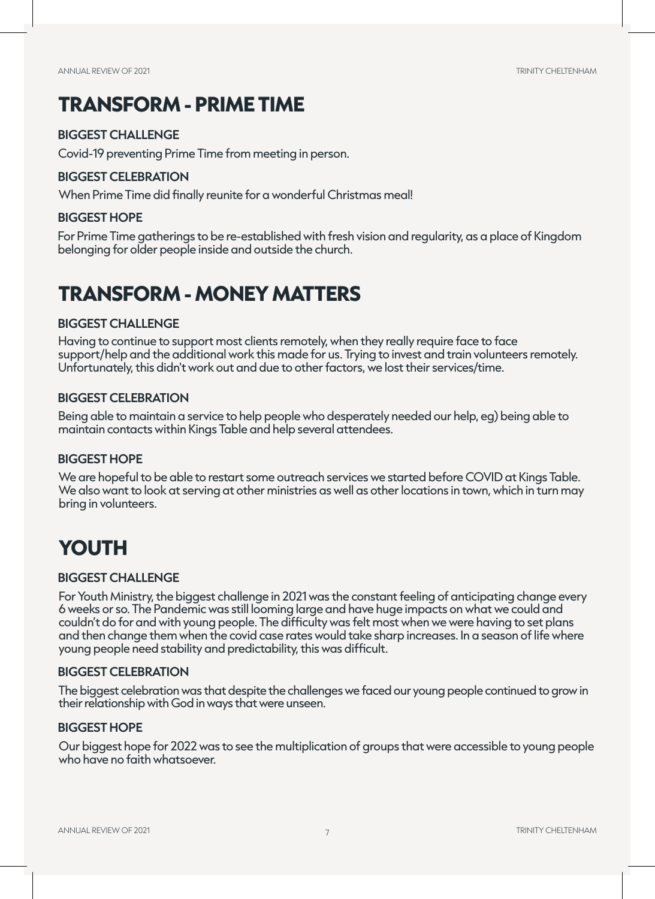# TRANSFORM - PRIME TIME

### BIGGEST CHALLENGE

Covid-19 preventing Prime Time from meeting in person.

### BIGGEST CELEBRATION

When Prime Time did finally reunite for a wonderful Christmas meal!

### BIGGEST HOPE

For Prime Time gatherings to be re-established with fresh vision and regularity, as a place of Kingdom belonging for older people inside and outside the church.

# TRANSFORM - MONEY MATTERS

### BIGGEST CHALLENGE

Having to continue to support most clients remotely, when they really require face to face support/help and the additional work this made for us. Trying to invest and train volunteers remotely. Unfortunately, this didn't work out and due to other factors, we lost their services/time.

### BIGGEST CELEBRATION

Being able to maintain a service to help people who desperately needed our help, eg) being able to maintain contacts within Kings Table and help several attendees.

### BIGGEST HOPE

We are hopeful to be able to restart some outreach services we started before COVID at Kings Table. We also want to look at serving at other ministries as well as other locations in town, which in turn may bring in volunteers.

# YOUTH

### BIGGEST CHALLENGE

For Youth Ministry, the biggest challenge in 2021 was the constant feeling of anticipating change every 6 weeks or so. The Pandemic was still looming large and have huge impacts on what we could and couldn't do for and with young people. The difficulty was felt most when we were having to set plans and then change them when the covid case rates would take sharp increases. In a season of life where young people need stability and predictability, this was difficult.

### BIGGEST CELEBRATION

The biggest celebration was that despite the challenges we faced our young people continued to grow in their relationship with God in ways that were unseen.

### BIGGEST HOPE

Our biggest hope for 2022 was to see the multiplication of groups that were accessible to young people who have no faith whatsoever.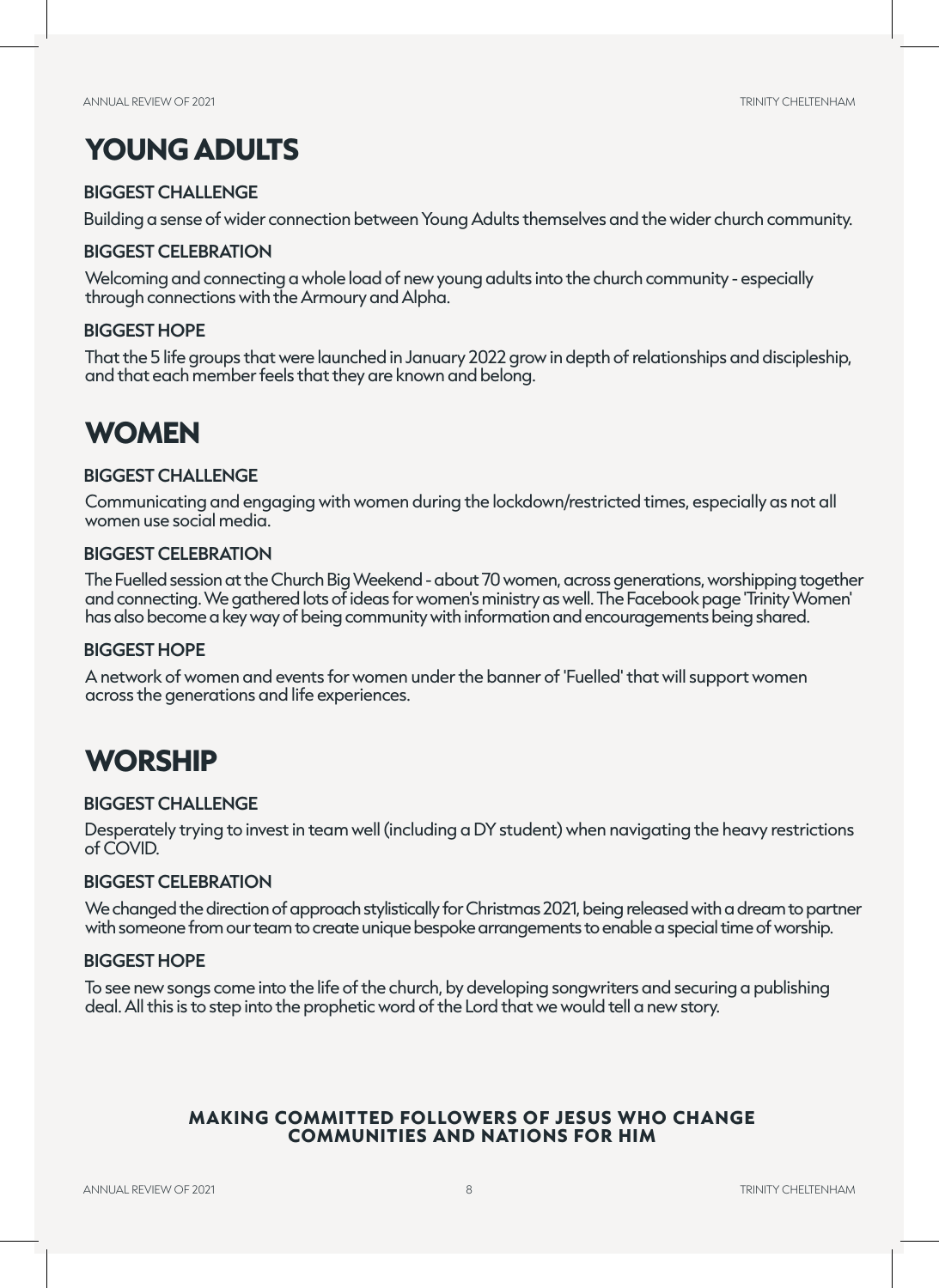# YOUNG ADULTS

### BIGGEST CHALLENGE

Building a sense of wider connection between Young Adults themselves and the wider church community.

### BIGGEST CELEBRATION

Welcoming and connecting a whole load of new young adults into the church community - especially through connections with the Armoury and Alpha.

### BIGGEST HOPE

That the 5 life groups that were launched in January 2022 grow in depth of relationships and discipleship, and that each member feels that they are known and belong.

# WOMEN

### BIGGEST CHALLENGE

Communicating and engaging with women during the lockdown/restricted times, especially as not all women use social media.

### BIGGEST CELEBRATION

The Fuelled session at the Church Big Weekend - about 70 women, across generations, worshipping together and connecting. We gathered lots of ideas for women's ministry as well. The Facebook page 'Trinity Women' has also become a key way of being community with information and encouragements being shared.

### BIGGEST HOPE

A network of women and events for women under the banner of 'Fuelled' that will support women across the generations and life experiences.

# WORSHIP

### BIGGEST CHALLENGE

Desperately trying to invest in team well (including a DY student) when navigating the heavy restrictions of COVID.

### BIGGEST CELEBRATION

We changed the direction of approach stylistically for Christmas 2021, being released with a dream to partner with someone from our team to create unique bespoke arrangements to enable a special time of worship.

### BIGGEST HOPE

To see new songs come into the life of the church, by developing songwriters and securing a publishing deal. All this is to step into the prophetic word of the Lord that we would tell a new story.

**MAKING COMMITTED FOLLOWERS OF JESUS WHO CHANGE COMMUNITIES AND NATIONS FOR HIM**